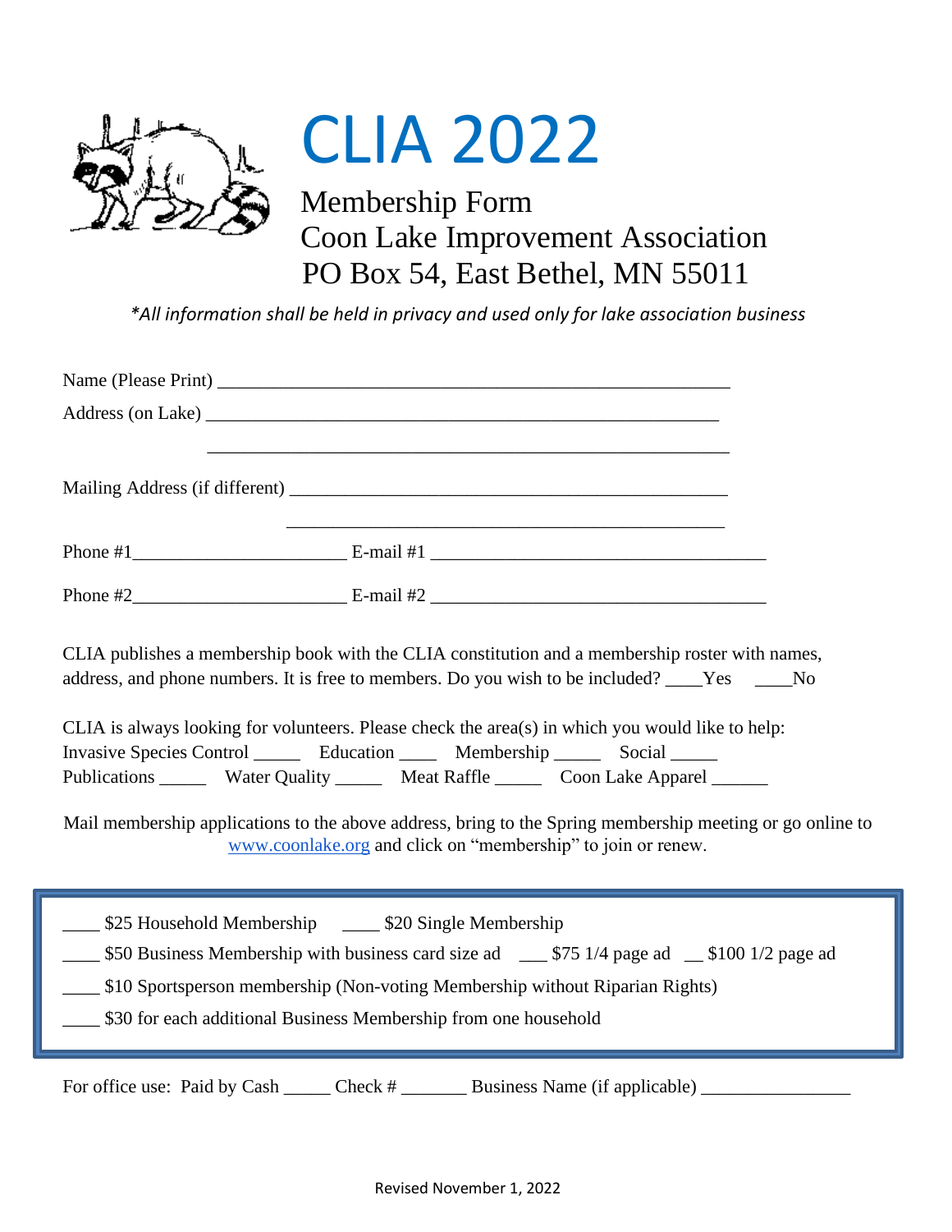# CLIA 2022

Membership Form
Coon Lake Improvement Association
PO Box 54, East Bethel, MN 55011

*\*All information shall be held in privacy and used only for lake association business*

Name (Please Print) ______________________________________________________

Address (on Lake) ______________________________________________________

______________________________________________________

Mailing Address (if different) ______________________________________________

______________________________________________

Phone #1______________________ E-mail #1 ___________________________________

Phone #2______________________ E-mail #2 ___________________________________

CLIA publishes a membership book with the CLIA constitution and a membership roster with names, address, and phone numbers. It is free to members. Do you wish to be included? ____Yes ____No

CLIA is always looking for volunteers. Please check the area(s) in which you would like to help:
Invasive Species Control _____ Education ____ Membership _____ Social _____
Publications _____ Water Quality _____ Meat Raffle _____ Coon Lake Apparel ______

Mail membership applications to the above address, bring to the Spring membership meeting or go online to [www.coonlake.org](http://www.coonlake.org) and click on "membership" to join or renew.

____ $25 Household Membership ____ $20 Single Membership

____ $50 Business Membership with business card size ad ___ $75 1/4 page ad __ $100 1/2 page ad

____ $10 Sportsperson membership (Non-voting Membership without Riparian Rights)

____ $30 for each additional Business Membership from one household

For office use: Paid by Cash _____ Check # _______ Business Name (if applicable) ________________

Revised November 1, 2022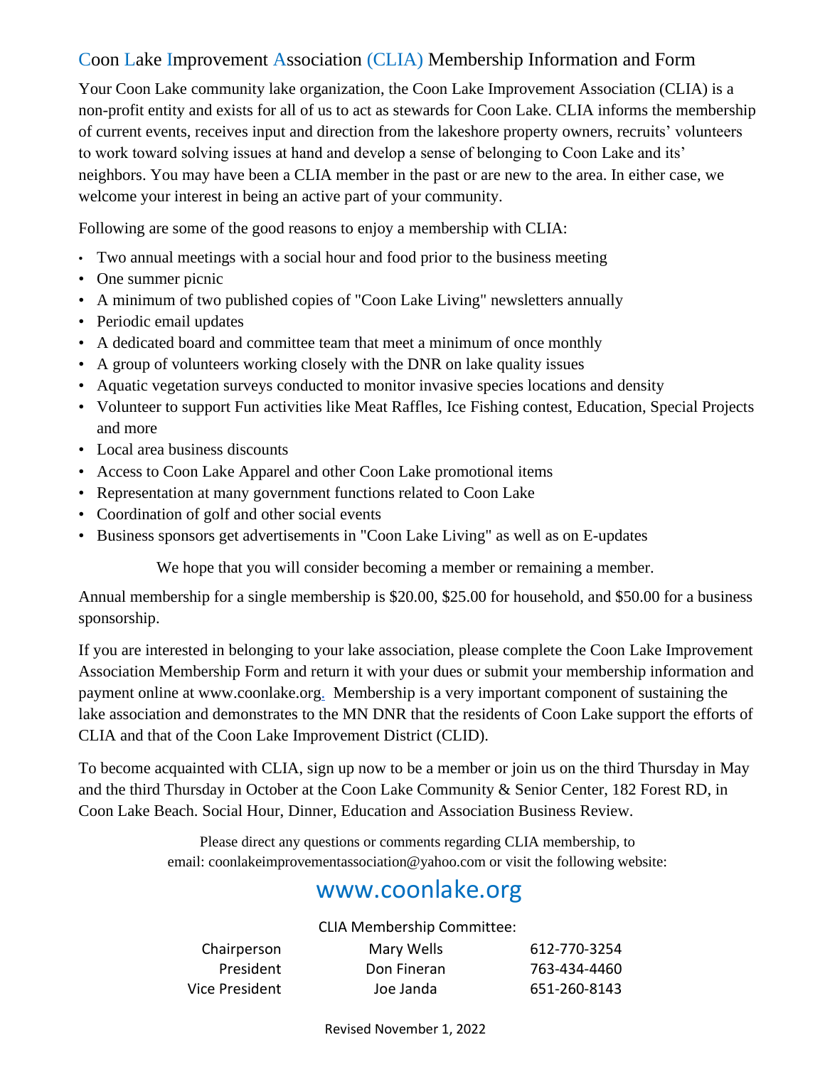## Coon Lake Improvement Association (CLIA) Membership Information and Form

Your Coon Lake community lake organization, the Coon Lake Improvement Association (CLIA) is a non-profit entity and exists for all of us to act as stewards for Coon Lake. CLIA informs the membership of current events, receives input and direction from the lakeshore property owners, recruits' volunteers to work toward solving issues at hand and develop a sense of belonging to Coon Lake and its' neighbors. You may have been a CLIA member in the past or are new to the area. In either case, we welcome your interest in being an active part of your community.

Following are some of the good reasons to enjoy a membership with CLIA:

- Two annual meetings with a social hour and food prior to the business meeting
- One summer picnic
- A minimum of two published copies of "Coon Lake Living" newsletters annually
- Periodic email updates
- A dedicated board and committee team that meet a minimum of once monthly
- A group of volunteers working closely with the DNR on lake quality issues
- Aquatic vegetation surveys conducted to monitor invasive species locations and density
- Volunteer to support Fun activities like Meat Raffles, Ice Fishing contest, Education, Special Projects and more
- Local area business discounts
- Access to Coon Lake Apparel and other Coon Lake promotional items
- Representation at many government functions related to Coon Lake
- Coordination of golf and other social events
- Business sponsors get advertisements in "Coon Lake Living" as well as on E-updates

We hope that you will consider becoming a member or remaining a member.

Annual membership for a single membership is $20.00, $25.00 for household, and $50.00 for a business sponsorship.

If you are interested in belonging to your lake association, please complete the Coon Lake Improvement Association Membership Form and return it with your dues or submit your membership information and payment online at www.coonlake.org. Membership is a very important component of sustaining the lake association and demonstrates to the MN DNR that the residents of Coon Lake support the efforts of CLIA and that of the Coon Lake Improvement District (CLID).

To become acquainted with CLIA, sign up now to be a member or join us on the third Thursday in May and the third Thursday in October at the Coon Lake Community & Senior Center, 182 Forest RD, in Coon Lake Beach. Social Hour, Dinner, Education and Association Business Review.

Please direct any questions or comments regarding CLIA membership, to email: coonlakeimprovementassociation@yahoo.com or visit the following website:

## www.coonlake.org

CLIA Membership Committee:

| | | |
|---|---|---|
| Chairperson | Mary Wells | 612-770-3254 |
| President | Don Fineran | 763-434-4460 |
| Vice President | Joe Janda | 651-260-8143 |

Revised November 1, 2022